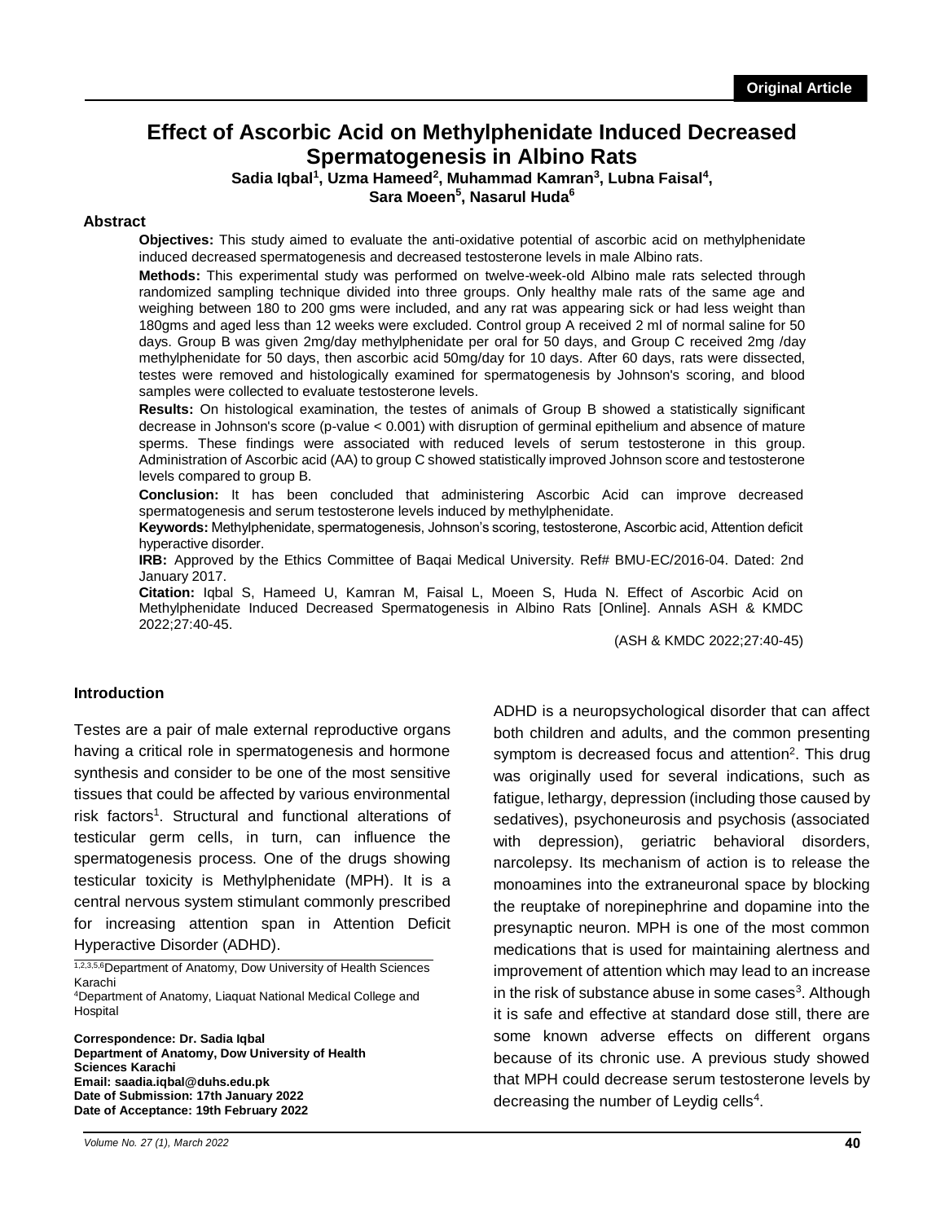Original Article

# Effect of Ascorbic Acid on Methylphenidate Induced Decreased Spermatogenesis in Albino Rats

**Sadia Iqbal[1], Uzma Hameed[2], Muhammad Kamran[3], Lubna Faisal[4], Sara Moeen[5], Nasarul Huda[6]**

## Abstract

**Objectives:** This study aimed to evaluate the anti-oxidative potential of ascorbic acid on methylphenidate induced decreased spermatogenesis and decreased testosterone levels in male Albino rats.

**Methods:** This experimental study was performed on twelve-week-old Albino male rats selected through randomized sampling technique divided into three groups. Only healthy male rats of the same age and weighing between 180 to 200 gms were included, and any rat was appearing sick or had less weight than 180gms and aged less than 12 weeks were excluded. Control group A received 2 ml of normal saline for 50 days. Group B was given 2mg/day methylphenidate per oral for 50 days, and Group C received 2mg /day methylphenidate for 50 days, then ascorbic acid 50mg/day for 10 days. After 60 days, rats were dissected, testes were removed and histologically examined for spermatogenesis by Johnson's scoring, and blood samples were collected to evaluate testosterone levels.

**Results:** On histological examination, the testes of animals of Group B showed a statistically significant decrease in Johnson's score (p-value < 0.001) with disruption of germinal epithelium and absence of mature sperms. These findings were associated with reduced levels of serum testosterone in this group. Administration of Ascorbic acid (AA) to group C showed statistically improved Johnson score and testosterone levels compared to group B.

**Conclusion:** It has been concluded that administering Ascorbic Acid can improve decreased spermatogenesis and serum testosterone levels induced by methylphenidate.

**Keywords:** Methylphenidate, spermatogenesis, Johnson's scoring, testosterone, Ascorbic acid, Attention deficit hyperactive disorder.

**IRB:** Approved by the Ethics Committee of Baqai Medical University. Ref# BMU-EC/2016-04. Dated: 2nd January 2017.

**Citation:** Iqbal S, Hameed U, Kamran M, Faisal L, Moeen S, Huda N. Effect of Ascorbic Acid on Methylphenidate Induced Decreased Spermatogenesis in Albino Rats [Online]. Annals ASH & KMDC 2022;27:40-45.

(ASH & KMDC 2022;27:40-45)

## Introduction

Testes are a pair of male external reproductive organs having a critical role in spermatogenesis and hormone synthesis and consider to be one of the most sensitive tissues that could be affected by various environmental risk factors[1]. Structural and functional alterations of testicular germ cells, in turn, can influence the spermatogenesis process. One of the drugs showing testicular toxicity is Methylphenidate (MPH). It is a central nervous system stimulant commonly prescribed for increasing attention span in Attention Deficit Hyperactive Disorder (ADHD).

ADHD is a neuropsychological disorder that can affect both children and adults, and the common presenting symptom is decreased focus and attention[2]. This drug was originally used for several indications, such as fatigue, lethargy, depression (including those caused by sedatives), psychoneurosis and psychosis (associated with depression), geriatric behavioral disorders, narcolepsy. Its mechanism of action is to release the monoamines into the extraneuronal space by blocking the reuptake of norepinephrine and dopamine into the presynaptic neuron. MPH is one of the most common medications that is used for maintaining alertness and improvement of attention which may lead to an increase in the risk of substance abuse in some cases[3]. Although it is safe and effective at standard dose still, there are some known adverse effects on different organs because of its chronic use. A previous study showed that MPH could decrease serum testosterone levels by decreasing the number of Leydig cells[4].

[1,2,3,5,6]Department of Anatomy, Dow University of Health Sciences Karachi

[4]Department of Anatomy, Liaquat National Medical College and Hospital

**Correspondence: Dr. Sadia Iqbal**
**Department of Anatomy, Dow University of Health Sciences Karachi**
**Email: saadia.iqbal@duhs.edu.pk**
**Date of Submission: 17th January 2022**
**Date of Acceptance: 19th February 2022**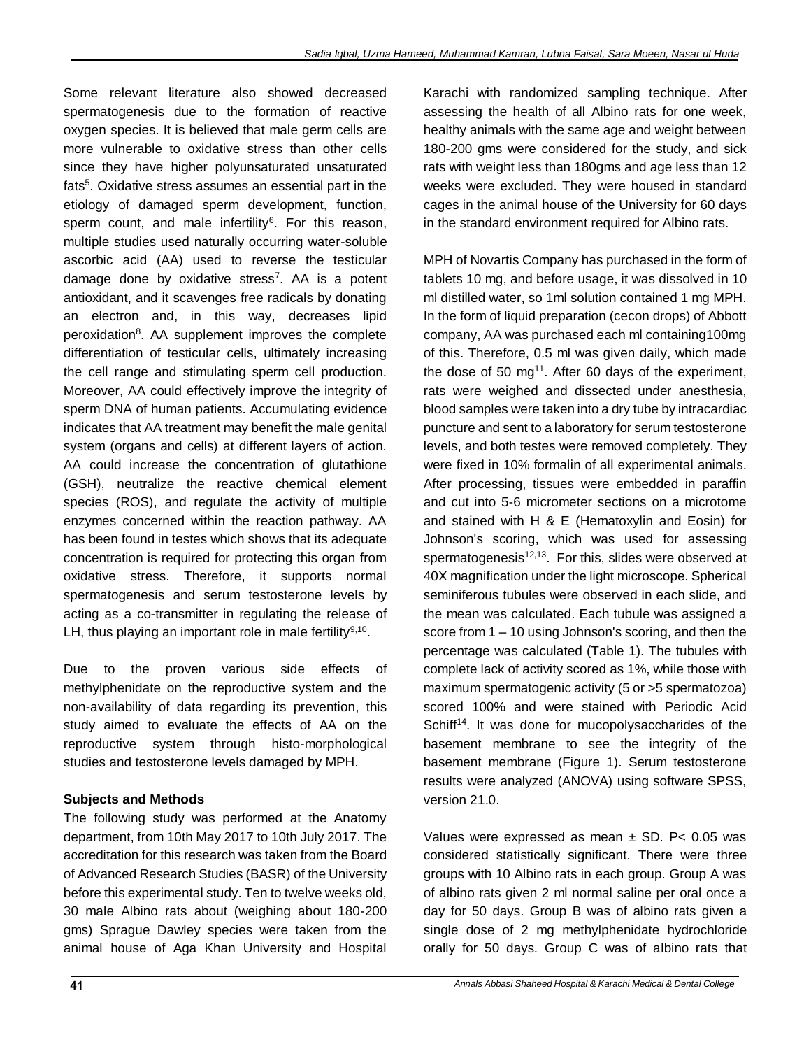Some relevant literature also showed decreased spermatogenesis due to the formation of reactive oxygen species. It is believed that male germ cells are more vulnerable to oxidative stress than other cells since they have higher polyunsaturated unsaturated fats[5]. Oxidative stress assumes an essential part in the etiology of damaged sperm development, function, sperm count, and male infertility[6]. For this reason, multiple studies used naturally occurring water-soluble ascorbic acid (AA) used to reverse the testicular damage done by oxidative stress[7]. AA is a potent antioxidant, and it scavenges free radicals by donating an electron and, in this way, decreases lipid peroxidation[8]. AA supplement improves the complete differentiation of testicular cells, ultimately increasing the cell range and stimulating sperm cell production. Moreover, AA could effectively improve the integrity of sperm DNA of human patients. Accumulating evidence indicates that AA treatment may benefit the male genital system (organs and cells) at different layers of action. AA could increase the concentration of glutathione (GSH), neutralize the reactive chemical element species (ROS), and regulate the activity of multiple enzymes concerned within the reaction pathway. AA has been found in testes which shows that its adequate concentration is required for protecting this organ from oxidative stress. Therefore, it supports normal spermatogenesis and serum testosterone levels by acting as a co-transmitter in regulating the release of LH, thus playing an important role in male fertility[9,10].

Due to the proven various side effects of methylphenidate on the reproductive system and the non-availability of data regarding its prevention, this study aimed to evaluate the effects of AA on the reproductive system through histo-morphological studies and testosterone levels damaged by MPH.

**Subjects and Methods**

The following study was performed at the Anatomy department, from 10th May 2017 to 10th July 2017. The accreditation for this research was taken from the Board of Advanced Research Studies (BASR) of the University before this experimental study. Ten to twelve weeks old, 30 male Albino rats about (weighing about 180-200 gms) Sprague Dawley species were taken from the animal house of Aga Khan University and Hospital Karachi with randomized sampling technique. After assessing the health of all Albino rats for one week, healthy animals with the same age and weight between 180-200 gms were considered for the study, and sick rats with weight less than 180gms and age less than 12 weeks were excluded. They were housed in standard cages in the animal house of the University for 60 days in the standard environment required for Albino rats.

MPH of Novartis Company has purchased in the form of tablets 10 mg, and before usage, it was dissolved in 10 ml distilled water, so 1ml solution contained 1 mg MPH. In the form of liquid preparation (cecon drops) of Abbott company, AA was purchased each ml containing100mg of this. Therefore, 0.5 ml was given daily, which made the dose of 50 mg[11]. After 60 days of the experiment, rats were weighed and dissected under anesthesia, blood samples were taken into a dry tube by intracardiac puncture and sent to a laboratory for serum testosterone levels, and both testes were removed completely. They were fixed in 10% formalin of all experimental animals. After processing, tissues were embedded in paraffin and cut into 5-6 micrometer sections on a microtome and stained with H & E (Hematoxylin and Eosin) for Johnson's scoring, which was used for assessing spermatogenesis[12,13]. For this, slides were observed at 40X magnification under the light microscope. Spherical seminiferous tubules were observed in each slide, and the mean was calculated. Each tubule was assigned a score from 1 – 10 using Johnson's scoring, and then the percentage was calculated (Table 1). The tubules with complete lack of activity scored as 1%, while those with maximum spermatogenic activity (5 or >5 spermatozoa) scored 100% and were stained with Periodic Acid Schiff[14]. It was done for mucopolysaccharides of the basement membrane to see the integrity of the basement membrane (Figure 1). Serum testosterone results were analyzed (ANOVA) using software SPSS, version 21.0.

Values were expressed as mean ± SD. $P < 0.05$ was considered statistically significant. There were three groups with 10 Albino rats in each group. Group A was of albino rats given 2 ml normal saline per oral once a day for 50 days. Group B was of albino rats given a single dose of 2 mg methylphenidate hydrochloride orally for 50 days. Group C was of albino rats that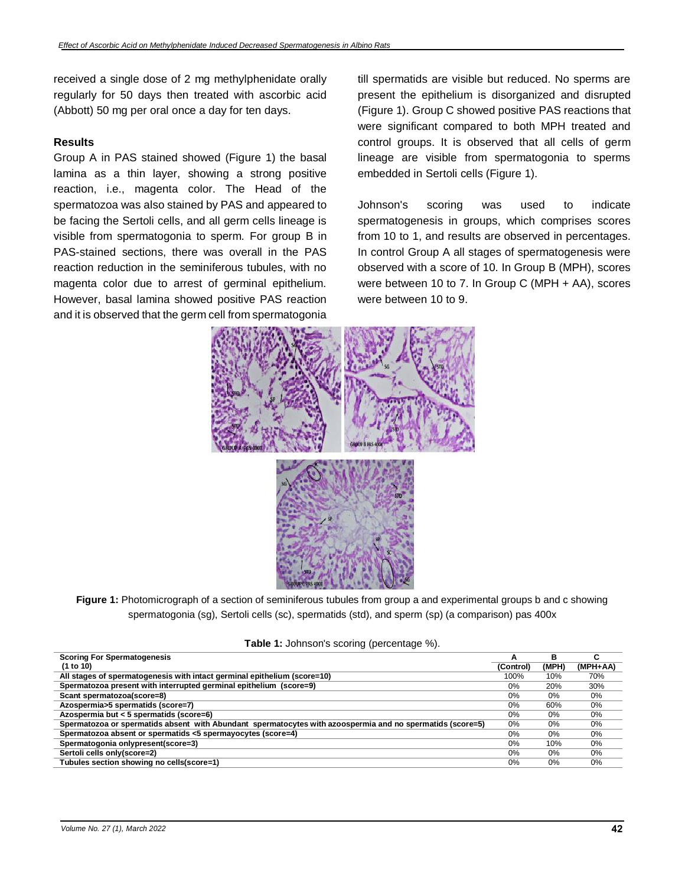received a single dose of 2 mg methylphenidate orally regularly for 50 days then treated with ascorbic acid (Abbott) 50 mg per oral once a day for ten days.

### Results

Group A in PAS stained showed (Figure 1) the basal lamina as a thin layer, showing a strong positive reaction, i.e., magenta color. The Head of the spermatozoa was also stained by PAS and appeared to be facing the Sertoli cells, and all germ cells lineage is visible from spermatogonia to sperm. For group B in PAS-stained sections, there was overall in the PAS reaction reduction in the seminiferous tubules, with no magenta color due to arrest of germinal epithelium. However, basal lamina showed positive PAS reaction and it is observed that the germ cell from spermatogonia till spermatids are visible but reduced. No sperms are present the epithelium is disorganized and disrupted (Figure 1). Group C showed positive PAS reactions that were significant compared to both MPH treated and control groups. It is observed that all cells of germ lineage are visible from spermatogonia to sperms embedded in Sertoli cells (Figure 1).

Johnson's scoring was used to indicate spermatogenesis in groups, which comprises scores from 10 to 1, and results are observed in percentages. In control Group A all stages of spermatogenesis were observed with a score of 10. In Group B (MPH), scores were between 10 to 7. In Group C (MPH + AA), scores were between 10 to 9.

**Figure 1:** Photomicrograph of a section of seminiferous tubules from group a and experimental groups b and c showing spermatogonia (sg), Sertoli cells (sc), spermatids (std), and sperm (sp) (a comparison) pas 400x

**Table 1:** Johnson's scoring (percentage %).

| Scoring For Spermatogenesis (1 to 10) | A (Control) | B (MPH) | C (MPH+AA) |
|---|---|---|---|
| All stages of spermatogenesis with intact germinal epithelium (score=10) | 100% | 10% | 70% |
| Spermatozoa present with interrupted germinal epithelium (score=9) | 0% | 20% | 30% |
| Scant spermatozoa(score=8) | 0% | 0% | 0% |
| Azospermia>5 spermatids (score=7) | 0% | 60% | 0% |
| Azospermia but < 5 spermatids (score=6) | 0% | 0% | 0% |
| Spermatozoa or spermatids absent with Abundant spermatocytes with azoospermia and no spermatids (score=5) | 0% | 0% | 0% |
| Spermatozoa absent or spermatids <5 spermayocytes (score=4) | 0% | 0% | 0% |
| Spermatogonia onlypresent(score=3) | 0% | 10% | 0% |
| Sertoli cells only(score=2) | 0% | 0% | 0% |
| Tubules section showing no cells(score=1) | 0% | 0% | 0% |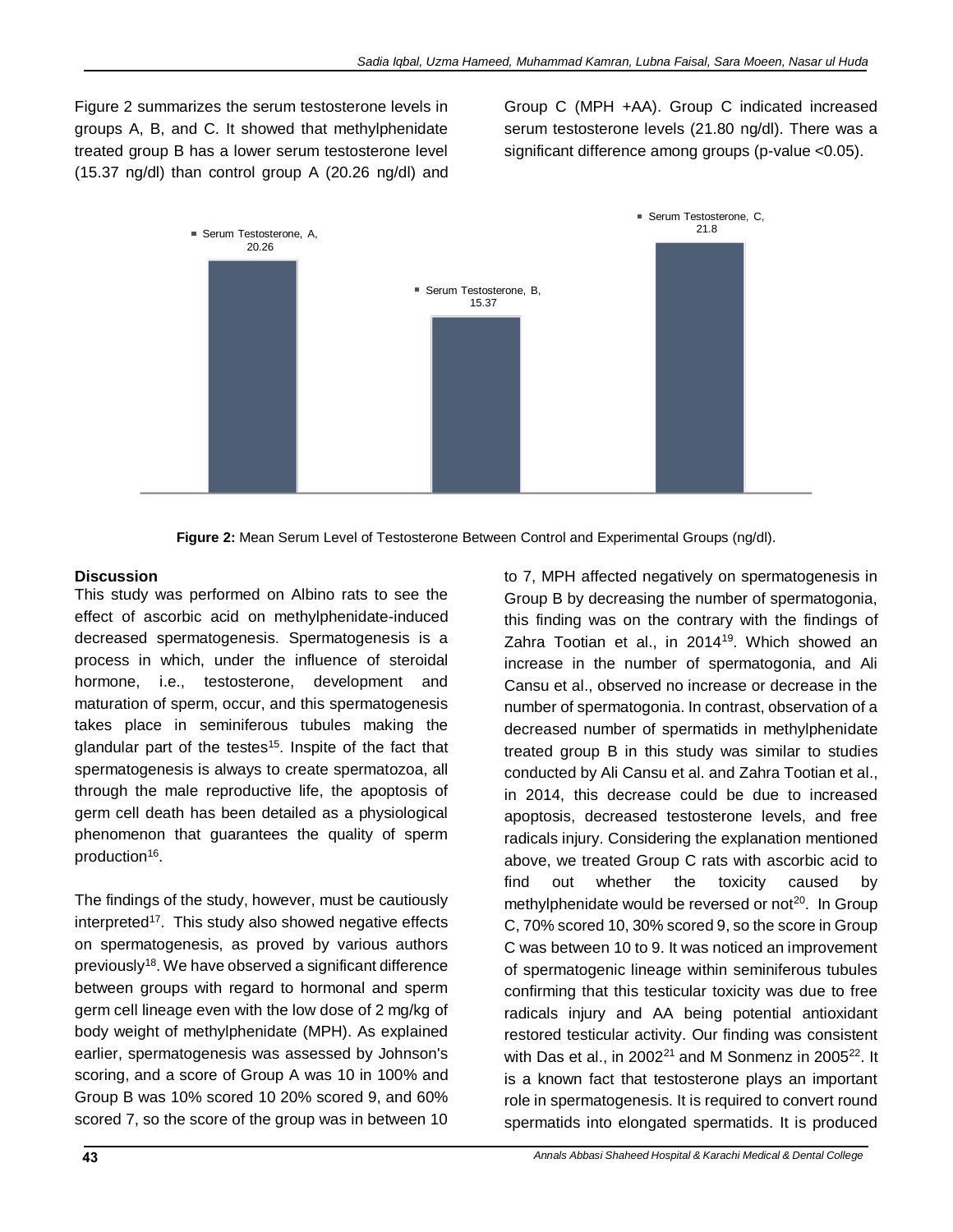Figure 2 summarizes the serum testosterone levels in groups A, B, and C. It showed that methylphenidate treated group B has a lower serum testosterone level (15.37 ng/dl) than control group A (20.26 ng/dl) and Group C (MPH +AA). Group C indicated increased serum testosterone levels (21.80 ng/dl). There was a significant difference among groups (p-value <0.05).

**Figure 2:** Mean Serum Level of Testosterone Between Control and Experimental Groups (ng/dl).

## Discussion

This study was performed on Albino rats to see the effect of ascorbic acid on methylphenidate-induced decreased spermatogenesis. Spermatogenesis is a process in which, under the influence of steroidal hormone, i.e., testosterone, development and maturation of sperm, occur, and this spermatogenesis takes place in seminiferous tubules making the glandular part of the testes[15]. Inspite of the fact that spermatogenesis is always to create spermatozoa, all through the male reproductive life, the apoptosis of germ cell death has been detailed as a physiological phenomenon that guarantees the quality of sperm production[16].

The findings of the study, however, must be cautiously interpreted[17]. This study also showed negative effects on spermatogenesis, as proved by various authors previously[18]. We have observed a significant difference between groups with regard to hormonal and sperm germ cell lineage even with the low dose of 2 mg/kg of body weight of methylphenidate (MPH). As explained earlier, spermatogenesis was assessed by Johnson's scoring, and a score of Group A was 10 in 100% and Group B was 10% scored 10 20% scored 9, and 60% scored 7, so the score of the group was in between 10 to 7, MPH affected negatively on spermatogenesis in Group B by decreasing the number of spermatogonia, this finding was on the contrary with the findings of Zahra Tootian et al., in 2014[19]. Which showed an increase in the number of spermatogonia, and Ali Cansu et al., observed no increase or decrease in the number of spermatogonia. In contrast, observation of a decreased number of spermatids in methylphenidate treated group B in this study was similar to studies conducted by Ali Cansu et al. and Zahra Tootian et al., in 2014, this decrease could be due to increased apoptosis, decreased testosterone levels, and free radicals injury. Considering the explanation mentioned above, we treated Group C rats with ascorbic acid to find out whether the toxicity caused by methylphenidate would be reversed or not[20]. In Group C, 70% scored 10, 30% scored 9, so the score in Group C was between 10 to 9. It was noticed an improvement of spermatogenic lineage within seminiferous tubules confirming that this testicular toxicity was due to free radicals injury and AA being potential antioxidant restored testicular activity. Our finding was consistent with Das et al., in 2002[21] and M Sonmenz in 2005[22]. It is a known fact that testosterone plays an important role in spermatogenesis. It is required to convert round spermatids into elongated spermatids. It is produced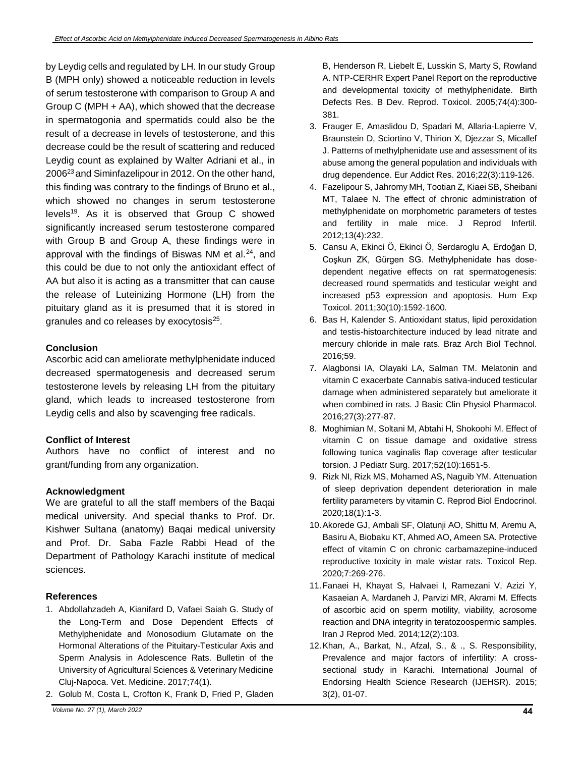by Leydig cells and regulated by LH. In our study Group B (MPH only) showed a noticeable reduction in levels of serum testosterone with comparison to Group A and Group C (MPH + AA), which showed that the decrease in spermatogonia and spermatids could also be the result of a decrease in levels of testosterone, and this decrease could be the result of scattering and reduced Leydig count as explained by Walter Adriani et al., in 2006[23] and Siminfazelipour in 2012. On the other hand, this finding was contrary to the findings of Bruno et al., which showed no changes in serum testosterone levels[19]. As it is observed that Group C showed significantly increased serum testosterone compared with Group B and Group A, these findings were in approval with the findings of Biswas NM et al.[24], and this could be due to not only the antioxidant effect of AA but also it is acting as a transmitter that can cause the release of Luteinizing Hormone (LH) from the pituitary gland as it is presumed that it is stored in granules and co releases by exocytosis[25].

## Conclusion

Ascorbic acid can ameliorate methylphenidate induced decreased spermatogenesis and decreased serum testosterone levels by releasing LH from the pituitary gland, which leads to increased testosterone from Leydig cells and also by scavenging free radicals.

## Conflict of Interest

Authors have no conflict of interest and no grant/funding from any organization.

## Acknowledgment

We are grateful to all the staff members of the Baqai medical university. And special thanks to Prof. Dr. Kishwer Sultana (anatomy) Baqai medical university and Prof. Dr. Saba Fazle Rabbi Head of the Department of Pathology Karachi institute of medical sciences.

## References

1. Abdollahzadeh A, Kianifard D, Vafaei Saiah G. Study of the Long-Term and Dose Dependent Effects of Methylphenidate and Monosodium Glutamate on the Hormonal Alterations of the Pituitary-Testicular Axis and Sperm Analysis in Adolescence Rats. Bulletin of the University of Agricultural Sciences & Veterinary Medicine Cluj-Napoca. Vet. Medicine. 2017;74(1).
2. Golub M, Costa L, Crofton K, Frank D, Fried P, Gladen B, Henderson R, Liebelt E, Lusskin S, Marty S, Rowland A. NTP-CERHR Expert Panel Report on the reproductive and developmental toxicity of methylphenidate. Birth Defects Res. B Dev. Reprod. Toxicol. 2005;74(4):300-381.
3. Frauger E, Amaslidou D, Spadari M, Allaria-Lapierre V, Braunstein D, Sciortino V, Thirion X, Djezzar S, Micallef J. Patterns of methylphenidate use and assessment of its abuse among the general population and individuals with drug dependence. Eur Addict Res. 2016;22(3):119-126.
4. Fazelipour S, Jahromy MH, Tootian Z, Kiaei SB, Sheibani MT, Talaee N. The effect of chronic administration of methylphenidate on morphometric parameters of testes and fertility in male mice. J Reprod Infertil. 2012;13(4):232.
5. Cansu A, Ekinci Ö, Ekinci Ö, Serdaroglu A, Erdoğan D, Coşkun ZK, Gürgen SG. Methylphenidate has dose-dependent negative effects on rat spermatogenesis: decreased round spermatids and testicular weight and increased p53 expression and apoptosis. Hum Exp Toxicol. 2011;30(10):1592-1600.
6. Bas H, Kalender S. Antioxidant status, lipid peroxidation and testis-histoarchitecture induced by lead nitrate and mercury chloride in male rats. Braz Arch Biol Technol. 2016;59.
7. Alagbonsi IA, Olayaki LA, Salman TM. Melatonin and vitamin C exacerbate Cannabis sativa-induced testicular damage when administered separately but ameliorate it when combined in rats. J Basic Clin Physiol Pharmacol. 2016;27(3):277-87.
8. Moghimian M, Soltani M, Abtahi H, Shokoohi M. Effect of vitamin C on tissue damage and oxidative stress following tunica vaginalis flap coverage after testicular torsion. J Pediatr Surg. 2017;52(10):1651-5.
9. Rizk NI, Rizk MS, Mohamed AS, Naguib YM. Attenuation of sleep deprivation dependent deterioration in male fertility parameters by vitamin C. Reprod Biol Endocrinol. 2020;18(1):1-3.
10. Akorede GJ, Ambali SF, Olatunji AO, Shittu M, Aremu A, Basiru A, Biobaku KT, Ahmed AO, Ameen SA. Protective effect of vitamin C on chronic carbamazepine-induced reproductive toxicity in male wistar rats. Toxicol Rep. 2020;7:269-276.
11. Fanaei H, Khayat S, Halvaei I, Ramezani V, Azizi Y, Kasaeian A, Mardaneh J, Parvizi MR, Akrami M. Effects of ascorbic acid on sperm motility, viability, acrosome reaction and DNA integrity in teratozoospermic samples. Iran J Reprod Med. 2014;12(2):103.
12. Khan, A., Barkat, N., Afzal, S., & ., S. Responsibility, Prevalence and major factors of infertility: A cross-sectional study in Karachi. International Journal of Endorsing Health Science Research (IJEHSR). 2015; 3(2), 01-07.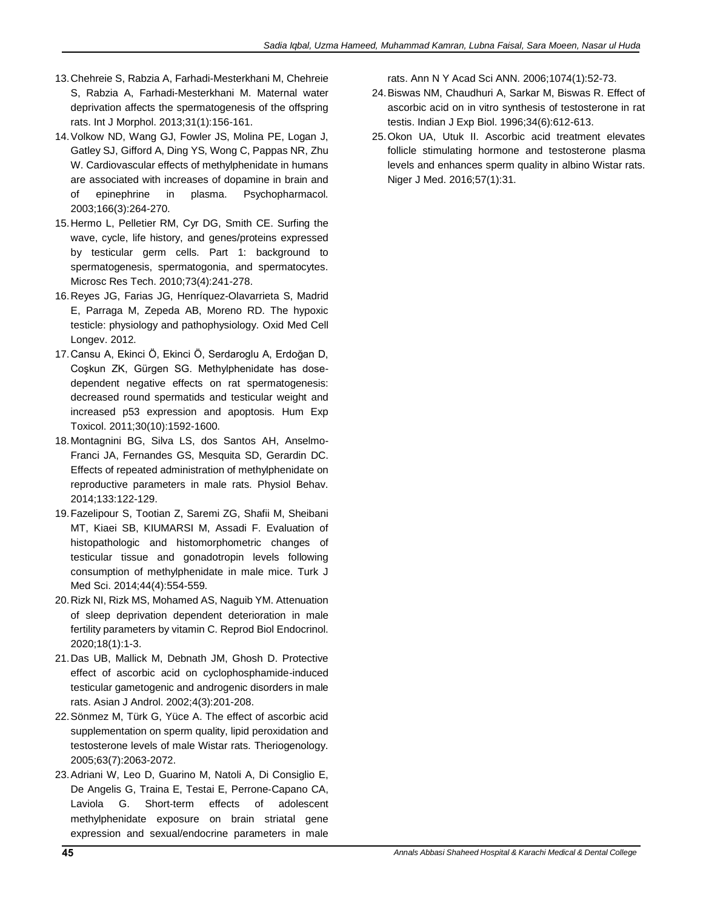13. Chehreie S, Rabzia A, Farhadi-Mesterkhani M, Chehreie S, Rabzia A, Farhadi-Mesterkhani M. Maternal water deprivation affects the spermatogenesis of the offspring rats. Int J Morphol. 2013;31(1):156-161.
14. Volkow ND, Wang GJ, Fowler JS, Molina PE, Logan J, Gatley SJ, Gifford A, Ding YS, Wong C, Pappas NR, Zhu W. Cardiovascular effects of methylphenidate in humans are associated with increases of dopamine in brain and of epinephrine in plasma. Psychopharmacol. 2003;166(3):264-270.
15. Hermo L, Pelletier RM, Cyr DG, Smith CE. Surfing the wave, cycle, life history, and genes/proteins expressed by testicular germ cells. Part 1: background to spermatogenesis, spermatogonia, and spermatocytes. Microsc Res Tech. 2010;73(4):241-278.
16. Reyes JG, Farias JG, Henríquez-Olavarrieta S, Madrid E, Parraga M, Zepeda AB, Moreno RD. The hypoxic testicle: physiology and pathophysiology. Oxid Med Cell Longev. 2012.
17. Cansu A, Ekinci Ö, Ekinci Ö, Serdaroglu A, Erdoğan D, Coşkun ZK, Gürgen SG. Methylphenidate has dose-dependent negative effects on rat spermatogenesis: decreased round spermatids and testicular weight and increased p53 expression and apoptosis. Hum Exp Toxicol. 2011;30(10):1592-1600.
18. Montagnini BG, Silva LS, dos Santos AH, Anselmo-Franci JA, Fernandes GS, Mesquita SD, Gerardin DC. Effects of repeated administration of methylphenidate on reproductive parameters in male rats. Physiol Behav. 2014;133:122-129.
19. Fazelipour S, Tootian Z, Saremi ZG, Shafii M, Sheibani MT, Kiaei SB, KIUMARSI M, Assadi F. Evaluation of histopathologic and histomorphometric changes of testicular tissue and gonadotropin levels following consumption of methylphenidate in male mice. Turk J Med Sci. 2014;44(4):554-559.
20. Rizk NI, Rizk MS, Mohamed AS, Naguib YM. Attenuation of sleep deprivation dependent deterioration in male fertility parameters by vitamin C. Reprod Biol Endocrinol. 2020;18(1):1-3.
21. Das UB, Mallick M, Debnath JM, Ghosh D. Protective effect of ascorbic acid on cyclophosphamide-induced testicular gametogenic and androgenic disorders in male rats. Asian J Androl. 2002;4(3):201-208.
22. Sönmez M, Türk G, Yüce A. The effect of ascorbic acid supplementation on sperm quality, lipid peroxidation and testosterone levels of male Wistar rats. Theriogenology. 2005;63(7):2063-2072.
23. Adriani W, Leo D, Guarino M, Natoli A, Di Consiglio E, De Angelis G, Traina E, Testai E, Perrone-Capano CA, Laviola G. Short-term effects of adolescent methylphenidate exposure on brain striatal gene expression and sexual/endocrine parameters in male rats. Ann N Y Acad Sci ANN. 2006;1074(1):52-73.
24. Biswas NM, Chaudhuri A, Sarkar M, Biswas R. Effect of ascorbic acid on in vitro synthesis of testosterone in rat testis. Indian J Exp Biol. 1996;34(6):612-613.
25. Okon UA, Utuk II. Ascorbic acid treatment elevates follicle stimulating hormone and testosterone plasma levels and enhances sperm quality in albino Wistar rats. Niger J Med. 2016;57(1):31.